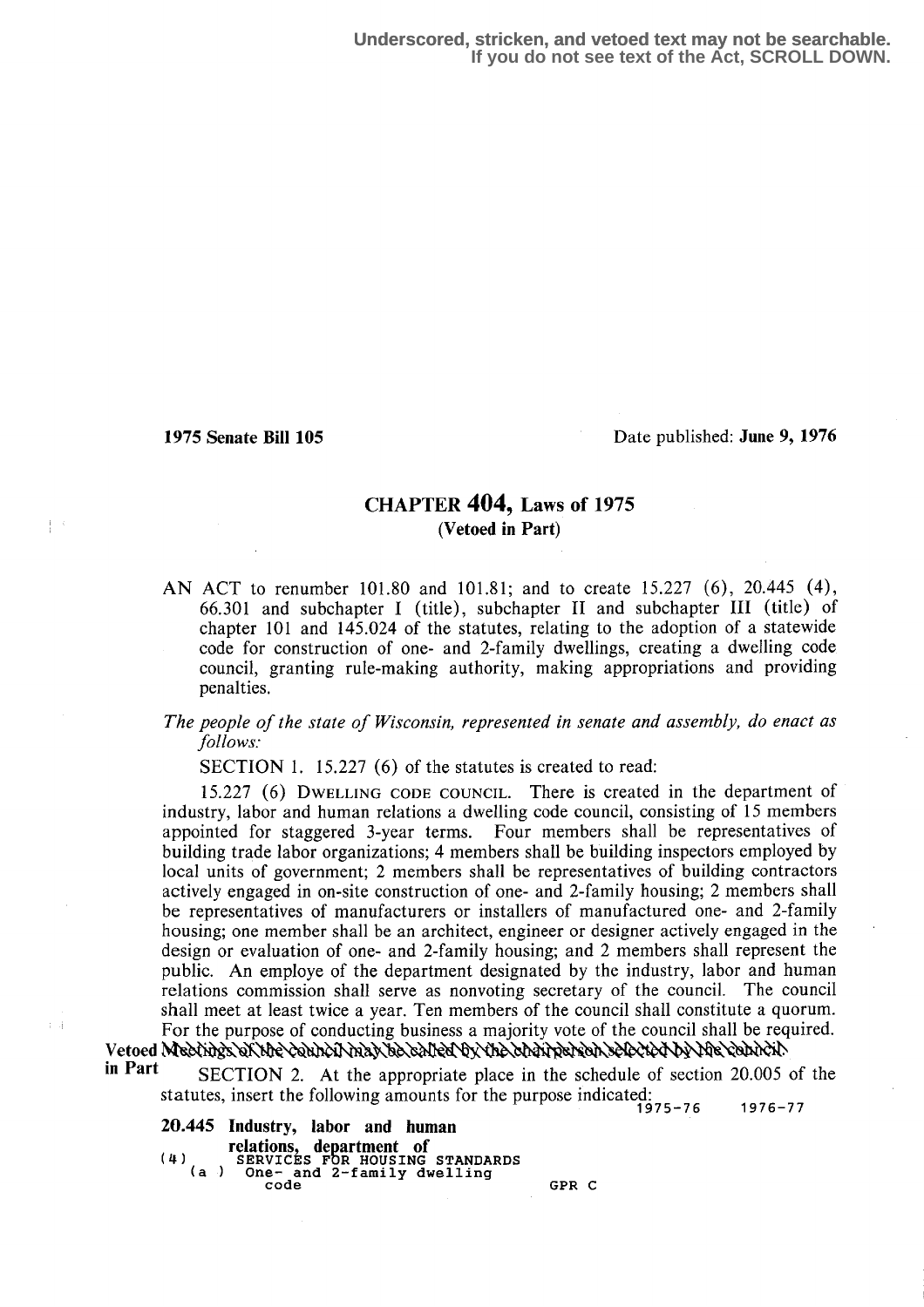Underscored, stricken, and vetoed text may not be searchable.
If you do not see text of the Act, SCROLL DOWN.

**1975 Senate Bill 105** Date published: **June 9, 1976**

## CHAPTER 404, Laws of 1975
**(Vetoed in Part)**

AN ACT to renumber 101.80 and 101.81; and to create 15.227 (6), 20.445 (4), 66.301 and subchapter I (title), subchapter II and subchapter III (title) of chapter 101 and 145.024 of the statutes, relating to the adoption of a statewide code for construction of one- and 2-family dwellings, creating a dwelling code council, granting rule-making authority, making appropriations and providing penalties.

*The people of the state of Wisconsin, represented in senate and assembly, do enact as follows:*

SECTION 1. 15.227 (6) of the statutes is created to read:

15.227 (6) DWELLING CODE COUNCIL. There is created in the department of industry, labor and human relations a dwelling code council, consisting of 15 members appointed for staggered 3-year terms. Four members shall be representatives of building trade labor organizations; 4 members shall be building inspectors employed by local units of government; 2 members shall be representatives of building contractors actively engaged in on-site construction of one- and 2-family housing; 2 members shall be representatives of manufacturers or installers of manufactured one- and 2-family housing; one member shall be an architect, engineer or designer actively engaged in the design or evaluation of one- and 2-family housing; and 2 members shall represent the public. An employe of the department designated by the industry, labor and human relations commission shall serve as nonvoting secretary of the council. The council shall meet at least twice a year. Ten members of the council shall constitute a quorum. For the purpose of conducting business a majority vote of the council shall be required. ~~Meetings of the council may be called by the chairperson selected by the council.~~

**Vetoed in Part**

SECTION 2. At the appropriate place in the schedule of section 20.005 of the statutes, insert the following amounts for the purpose indicated:

| | | | 1975-76 | 1976-77 |
|---|---|---|---|---|
| **20.445 Industry, labor and human relations, department of** | | | | |
| (4) | SERVICES FOR HOUSING STANDARDS | | | |
| (a) | One- and 2-family dwelling code | GPR C | | |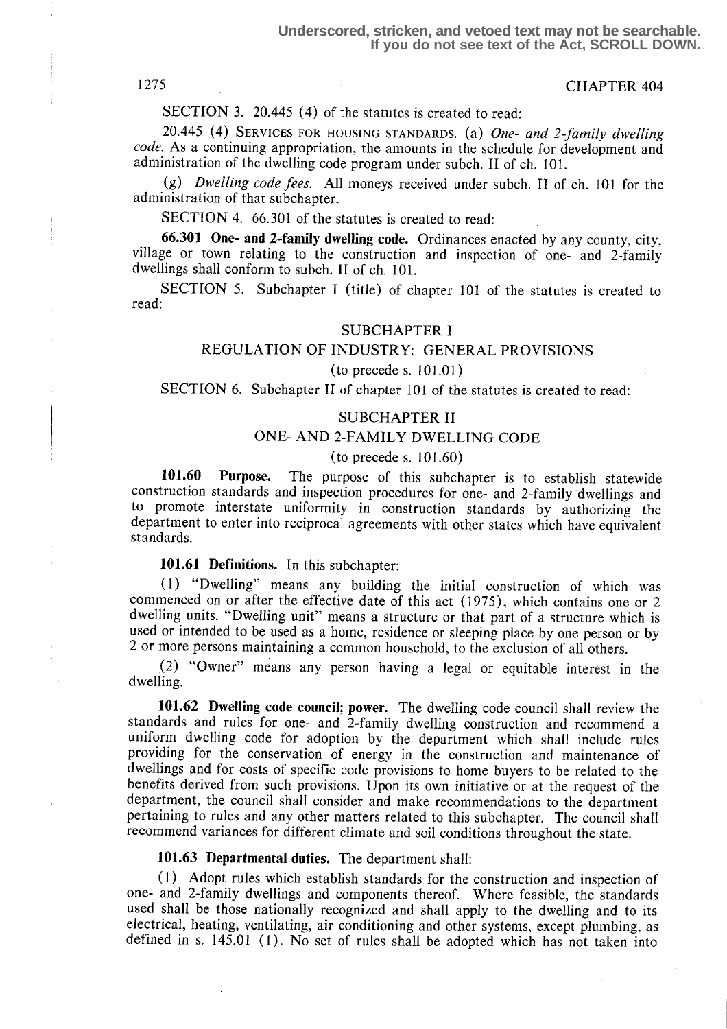SECTION 3. 20.445 (4) of the statutes is created to read:

20.445 (4) SERVICES FOR HOUSING STANDARDS. (a) *One- and 2-family dwelling code.* As a continuing appropriation, the amounts in the schedule for development and administration of the dwelling code program under subch. II of ch. 101.

(g) *Dwelling code fees.* All moneys received under subch. II of ch. 101 for the administration of that subchapter.

SECTION 4. 66.301 of the statutes is created to read:

**66.301 One- and 2-family dwelling code.** Ordinances enacted by any county, city, village or town relating to the construction and inspection of one- and 2-family dwellings shall conform to subch. II of ch. 101.

SECTION 5. Subchapter I (title) of chapter 101 of the statutes is created to read:

SUBCHAPTER I

REGULATION OF INDUSTRY: GENERAL PROVISIONS

(to precede s. 101.01)

SECTION 6. Subchapter II of chapter 101 of the statutes is created to read:

SUBCHAPTER II

ONE- AND 2-FAMILY DWELLING CODE

(to precede s. 101.60)

**101.60 Purpose.** The purpose of this subchapter is to establish statewide construction standards and inspection procedures for one- and 2-family dwellings and to promote interstate uniformity in construction standards by authorizing the department to enter into reciprocal agreements with other states which have equivalent standards.

**101.61 Definitions.** In this subchapter:

(1) "Dwelling" means any building the initial construction of which was commenced on or after the effective date of this act (1975), which contains one or 2 dwelling units. "Dwelling unit" means a structure or that part of a structure which is used or intended to be used as a home, residence or sleeping place by one person or by 2 or more persons maintaining a common household, to the exclusion of all others.

(2) "Owner" means any person having a legal or equitable interest in the dwelling.

**101.62 Dwelling code council; power.** The dwelling code council shall review the standards and rules for one- and 2-family dwelling construction and recommend a uniform dwelling code for adoption by the department which shall include rules providing for the conservation of energy in the construction and maintenance of dwellings and for costs of specific code provisions to home buyers to be related to the benefits derived from such provisions. Upon its own initiative or at the request of the department, the council shall consider and make recommendations to the department pertaining to rules and any other matters related to this subchapter. The council shall recommend variances for different climate and soil conditions throughout the state.

**101.63 Departmental duties.** The department shall:

(1) Adopt rules which establish standards for the construction and inspection of one- and 2-family dwellings and components thereof. Where feasible, the standards used shall be those nationally recognized and shall apply to the dwelling and to its electrical, heating, ventilating, air conditioning and other systems, except plumbing, as defined in s. 145.01 (1). No set of rules shall be adopted which has not taken into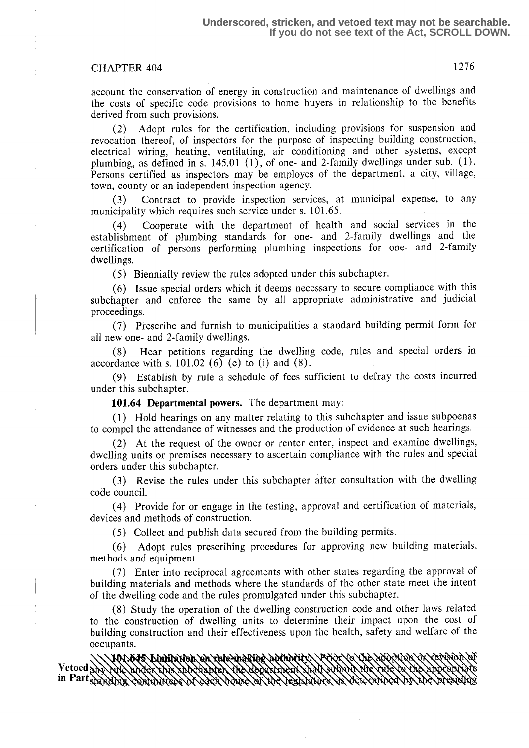Underscored, stricken, and vetoed text may not be searchable. If you do not see text of the Act, SCROLL DOWN.

account the conservation of energy in construction and maintenance of dwellings and the costs of specific code provisions to home buyers in relationship to the benefits derived from such provisions.

(2) Adopt rules for the certification, including provisions for suspension and revocation thereof, of inspectors for the purpose of inspecting building construction, electrical wiring, heating, ventilating, air conditioning and other systems, except plumbing, as defined in s. 145.01 (1), of one- and 2-family dwellings under sub. (1). Persons certified as inspectors may be employes of the department, a city, village, town, county or an independent inspection agency.

(3) Contract to provide inspection services, at municipal expense, to any municipality which requires such service under s. 101.65.

(4) Cooperate with the department of health and social services in the establishment of plumbing standards for one- and 2-family dwellings and the certification of persons performing plumbing inspections for one- and 2-family dwellings.

(5) Biennially review the rules adopted under this subchapter.

(6) Issue special orders which it deems necessary to secure compliance with this subchapter and enforce the same by all appropriate administrative and judicial proceedings.

(7) Prescribe and furnish to municipalities a standard building permit form for all new one- and 2-family dwellings.

(8) Hear petitions regarding the dwelling code, rules and special orders in accordance with s. 101.02 (6) (e) to (i) and (8).

(9) Establish by rule a schedule of fees sufficient to defray the costs incurred under this subchapter.

**101.64 Departmental powers.** The department may:

(1) Hold hearings on any matter relating to this subchapter and issue subpoenas to compel the attendance of witnesses and the production of evidence at such hearings.

(2) At the request of the owner or renter enter, inspect and examine dwellings, dwelling units or premises necessary to ascertain compliance with the rules and special orders under this subchapter.

(3) Revise the rules under this subchapter after consultation with the dwelling code council.

(4) Provide for or engage in the testing, approval and certification of materials, devices and methods of construction.

(5) Collect and publish data secured from the building permits.

(6) Adopt rules prescribing procedures for approving new building materials, methods and equipment.

(7) Enter into reciprocal agreements with other states regarding the approval of building materials and methods where the standards of the other state meet the intent of the dwelling code and the rules promulgated under this subchapter.

(8) Study the operation of the dwelling construction code and other laws related to the construction of dwelling units to determine their impact upon the cost of building construction and their effectiveness upon the health, safety and welfare of the occupants.

Vetoed in Part

~~**101.645 Limitation on rule-making authority.** Prior to the adoption or revision of any rule under this subchapter, the department shall submit the rule to the appropriate standing committees of each house of the legislature as determined by the presiding~~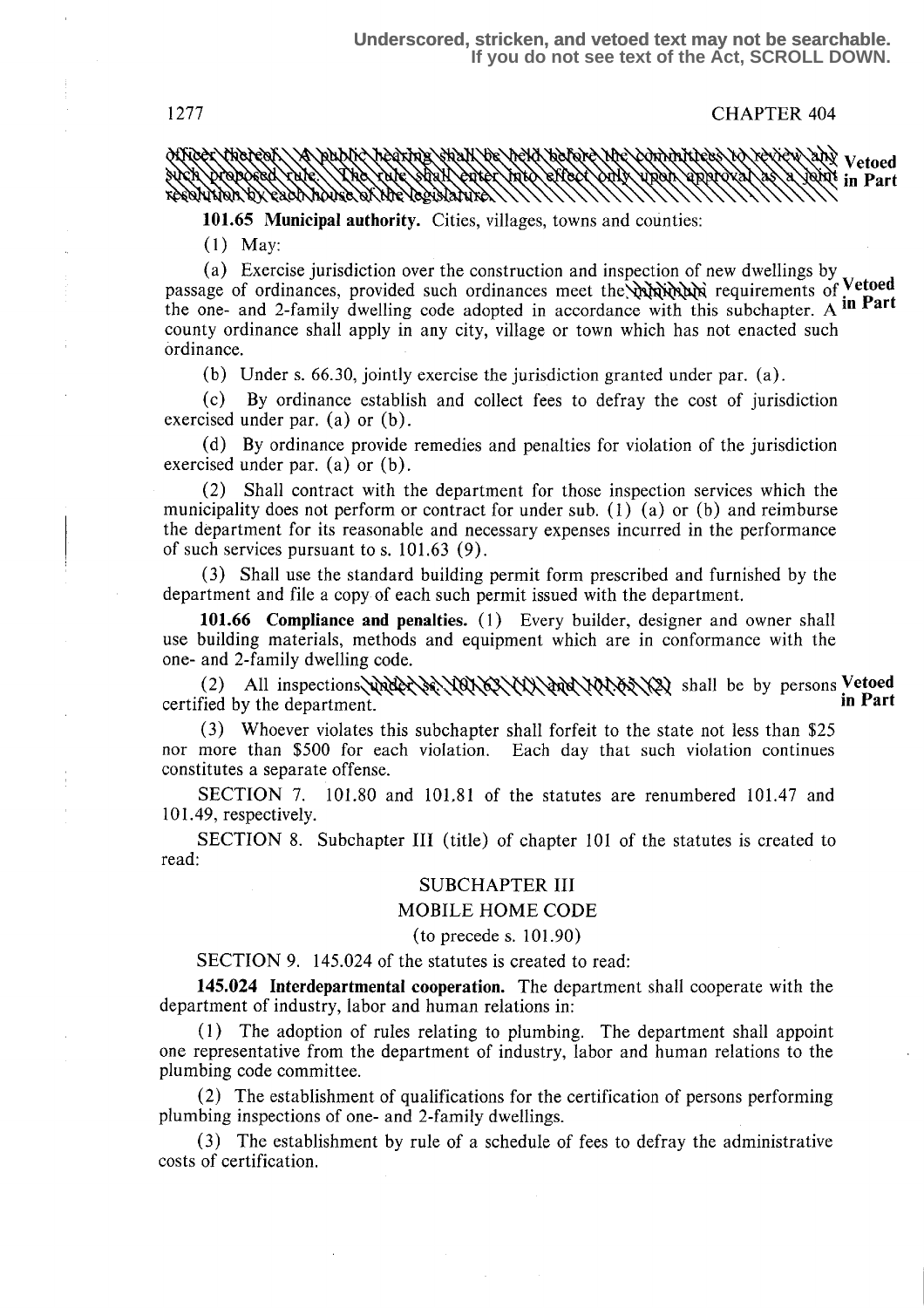Underscored, stricken, and vetoed text may not be searchable. If you do not see text of the Act, SCROLL DOWN.

~~officer thereof. A public hearing shall be held before the committees to review any such proposed rule. The rule shall enter into effect only upon approval as a joint resolution by each house of the legislature.~~ **Vetoed in Part**

**101.65 Municipal authority.** Cities, villages, towns and counties:

(1) May:

(a) Exercise jurisdiction over the construction and inspection of new dwellings by passage of ordinances, provided such ordinances meet the ~~minimum~~ requirements of the one- and 2-family dwelling code adopted in accordance with this subchapter. A county ordinance shall apply in any city, village or town which has not enacted such ordinance. **Vetoed in Part**

(b) Under s. 66.30, jointly exercise the jurisdiction granted under par. (a).

(c) By ordinance establish and collect fees to defray the cost of jurisdiction exercised under par. (a) or (b).

(d) By ordinance provide remedies and penalties for violation of the jurisdiction exercised under par. (a) or (b).

(2) Shall contract with the department for those inspection services which the municipality does not perform or contract for under sub. (1) (a) or (b) and reimburse the department for its reasonable and necessary expenses incurred in the performance of such services pursuant to s. 101.63 (9).

(3) Shall use the standard building permit form prescribed and furnished by the department and file a copy of each such permit issued with the department.

**101.66 Compliance and penalties.** (1) Every builder, designer and owner shall use building materials, methods and equipment which are in conformance with the one- and 2-family dwelling code.

(2) All inspections ~~under ss. 101.63 (1) and 101.65 (2)~~ shall be by persons certified by the department. **Vetoed in Part**

(3) Whoever violates this subchapter shall forfeit to the state not less than $25 nor more than $500 for each violation. Each day that such violation continues constitutes a separate offense.

SECTION 7. 101.80 and 101.81 of the statutes are renumbered 101.47 and 101.49, respectively.

SECTION 8. Subchapter III (title) of chapter 101 of the statutes is created to read:

SUBCHAPTER III

MOBILE HOME CODE

(to precede s. 101.90)

SECTION 9. 145.024 of the statutes is created to read:

**145.024 Interdepartmental cooperation.** The department shall cooperate with the department of industry, labor and human relations in:

(1) The adoption of rules relating to plumbing. The department shall appoint one representative from the department of industry, labor and human relations to the plumbing code committee.

(2) The establishment of qualifications for the certification of persons performing plumbing inspections of one- and 2-family dwellings.

(3) The establishment by rule of a schedule of fees to defray the administrative costs of certification.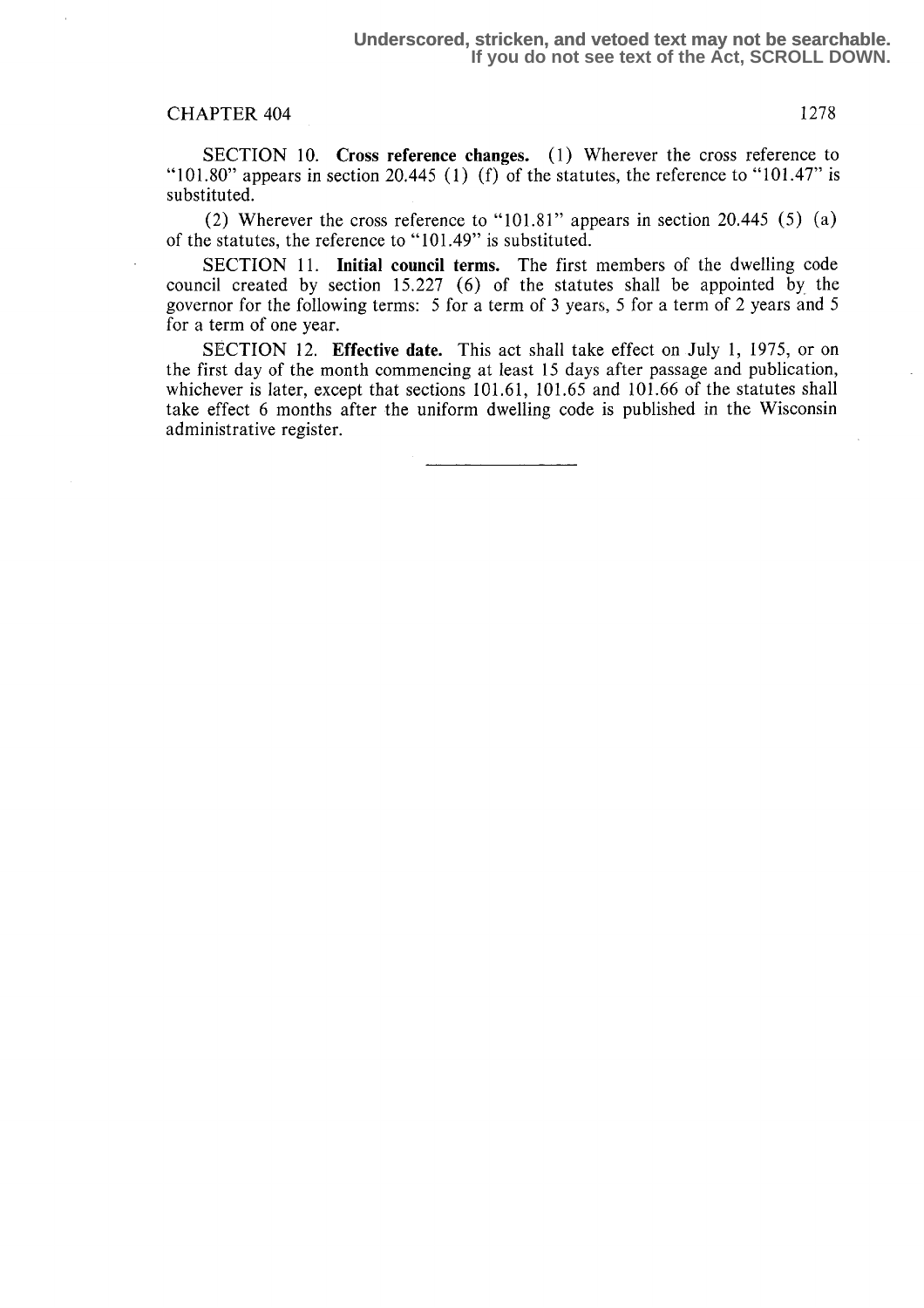SECTION 10. **Cross reference changes.** (1) Wherever the cross reference to "101.80" appears in section 20.445 (1) (f) of the statutes, the reference to "101.47" is substituted.

(2) Wherever the cross reference to "101.81" appears in section 20.445 (5) (a) of the statutes, the reference to "101.49" is substituted.

SECTION 11. **Initial council terms.** The first members of the dwelling code council created by section 15.227 (6) of the statutes shall be appointed by the governor for the following terms: 5 for a term of 3 years, 5 for a term of 2 years and 5 for a term of one year.

SECTION 12. **Effective date.** This act shall take effect on July 1, 1975, or on the first day of the month commencing at least 15 days after passage and publication, whichever is later, except that sections 101.61, 101.65 and 101.66 of the statutes shall take effect 6 months after the uniform dwelling code is published in the Wisconsin administrative register.